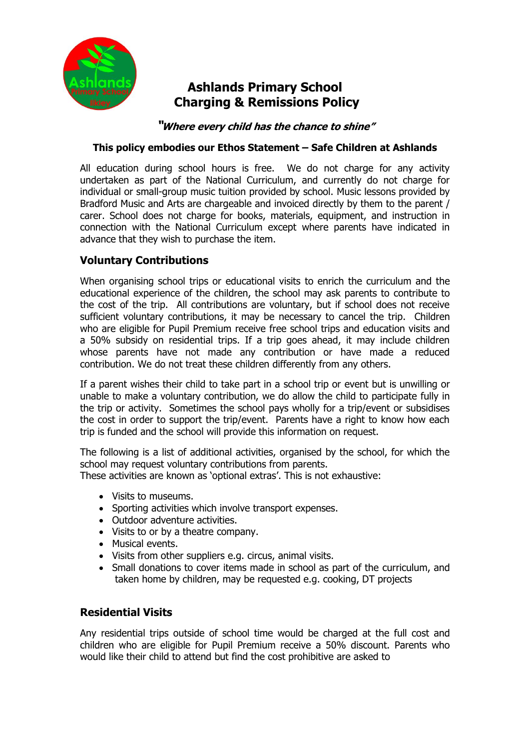# Ashlands Primary School
# Charging & Remissions Policy

***"Where every child has the chance to shine"***

**This policy embodies our Ethos Statement – Safe Children at Ashlands**

All education during school hours is free. We do not charge for any activity undertaken as part of the National Curriculum, and currently do not charge for individual or small-group music tuition provided by school. Music lessons provided by Bradford Music and Arts are chargeable and invoiced directly by them to the parent / carer. School does not charge for books, materials, equipment, and instruction in connection with the National Curriculum except where parents have indicated in advance that they wish to purchase the item.

## Voluntary Contributions

When organising school trips or educational visits to enrich the curriculum and the educational experience of the children, the school may ask parents to contribute to the cost of the trip. All contributions are voluntary, but if school does not receive sufficient voluntary contributions, it may be necessary to cancel the trip. Children who are eligible for Pupil Premium receive free school trips and education visits and a 50% subsidy on residential trips. If a trip goes ahead, it may include children whose parents have not made any contribution or have made a reduced contribution. We do not treat these children differently from any others.

If a parent wishes their child to take part in a school trip or event but is unwilling or unable to make a voluntary contribution, we do allow the child to participate fully in the trip or activity. Sometimes the school pays wholly for a trip/event or subsidises the cost in order to support the trip/event. Parents have a right to know how each trip is funded and the school will provide this information on request.

The following is a list of additional activities, organised by the school, for which the school may request voluntary contributions from parents.
These activities are known as 'optional extras'. This is not exhaustive:

- Visits to museums.
- Sporting activities which involve transport expenses.
- Outdoor adventure activities.
- Visits to or by a theatre company.
- Musical events.
- Visits from other suppliers e.g. circus, animal visits.
- Small donations to cover items made in school as part of the curriculum, and taken home by children, may be requested e.g. cooking, DT projects

## Residential Visits

Any residential trips outside of school time would be charged at the full cost and children who are eligible for Pupil Premium receive a 50% discount. Parents who would like their child to attend but find the cost prohibitive are asked to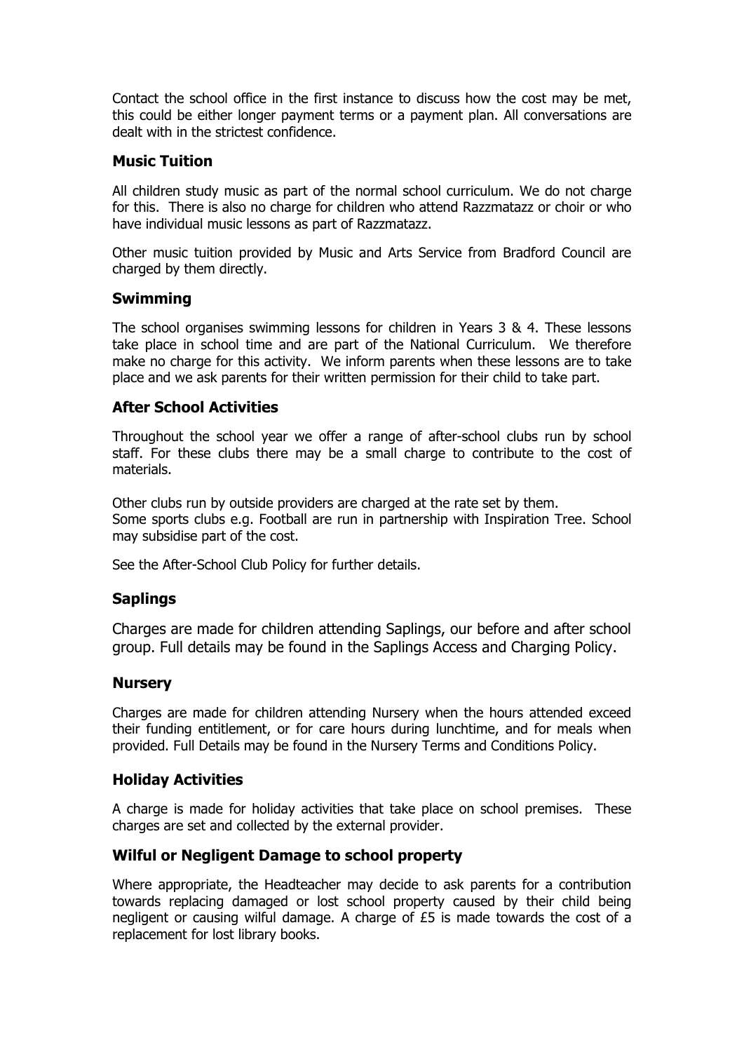Contact the school office in the first instance to discuss how the cost may be met, this could be either longer payment terms or a payment plan. All conversations are dealt with in the strictest confidence.

### Music Tuition

All children study music as part of the normal school curriculum. We do not charge for this. There is also no charge for children who attend Razzmatazz or choir or who have individual music lessons as part of Razzmatazz.

Other music tuition provided by Music and Arts Service from Bradford Council are charged by them directly.

### Swimming

The school organises swimming lessons for children in Years 3 & 4. These lessons take place in school time and are part of the National Curriculum. We therefore make no charge for this activity. We inform parents when these lessons are to take place and we ask parents for their written permission for their child to take part.

### After School Activities

Throughout the school year we offer a range of after-school clubs run by school staff. For these clubs there may be a small charge to contribute to the cost of materials.

Other clubs run by outside providers are charged at the rate set by them.
Some sports clubs e.g. Football are run in partnership with Inspiration Tree. School may subsidise part of the cost.

See the After-School Club Policy for further details.

### Saplings

Charges are made for children attending Saplings, our before and after school group. Full details may be found in the Saplings Access and Charging Policy.

### Nursery

Charges are made for children attending Nursery when the hours attended exceed their funding entitlement, or for care hours during lunchtime, and for meals when provided. Full Details may be found in the Nursery Terms and Conditions Policy.

### Holiday Activities

A charge is made for holiday activities that take place on school premises. These charges are set and collected by the external provider.

### Wilful or Negligent Damage to school property

Where appropriate, the Headteacher may decide to ask parents for a contribution towards replacing damaged or lost school property caused by their child being negligent or causing wilful damage. A charge of £5 is made towards the cost of a replacement for lost library books.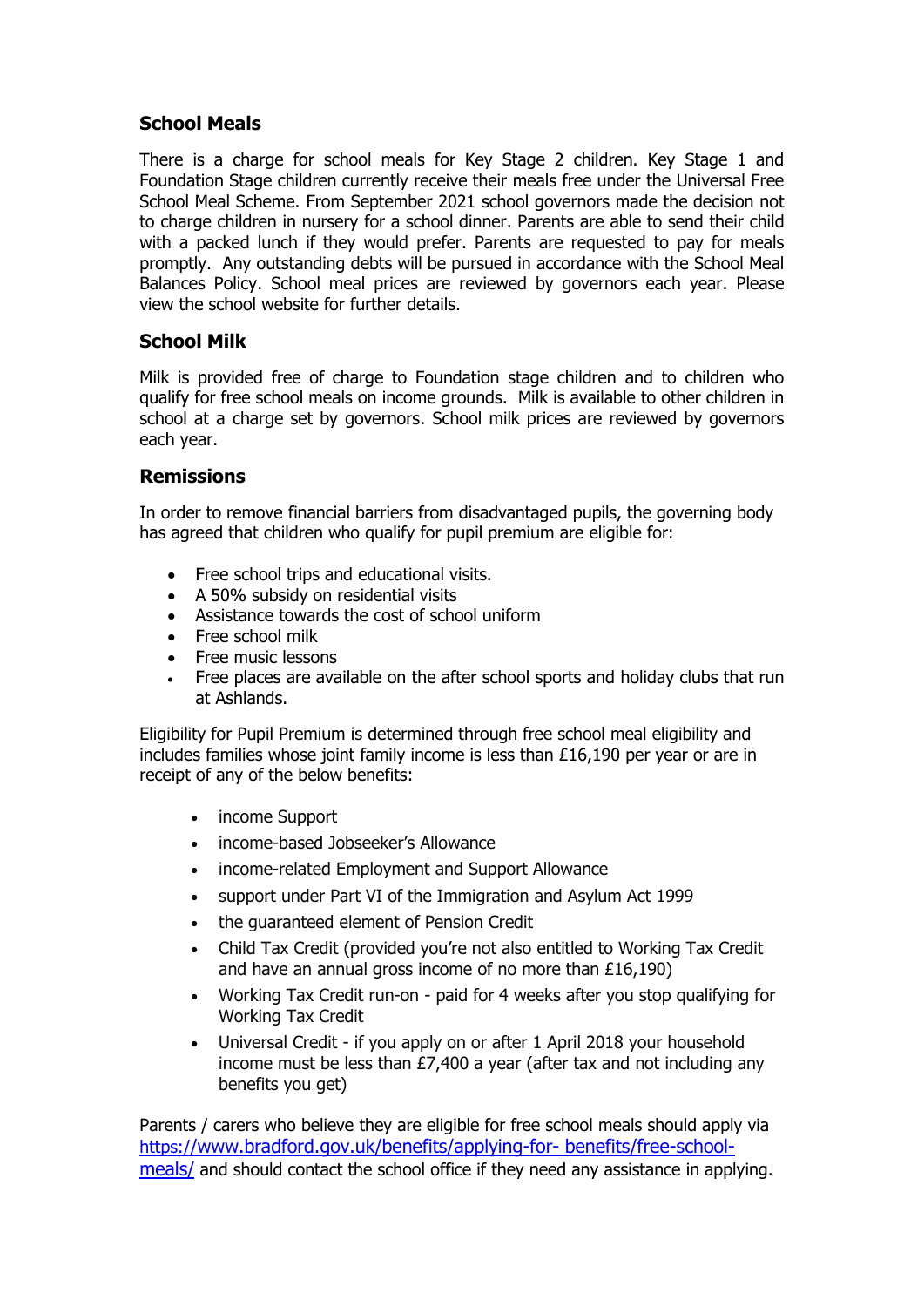## School Meals

There is a charge for school meals for Key Stage 2 children. Key Stage 1 and Foundation Stage children currently receive their meals free under the Universal Free School Meal Scheme. From September 2021 school governors made the decision not to charge children in nursery for a school dinner. Parents are able to send their child with a packed lunch if they would prefer. Parents are requested to pay for meals promptly. Any outstanding debts will be pursued in accordance with the School Meal Balances Policy. School meal prices are reviewed by governors each year. Please view the school website for further details.

## School Milk

Milk is provided free of charge to Foundation stage children and to children who qualify for free school meals on income grounds. Milk is available to other children in school at a charge set by governors. School milk prices are reviewed by governors each year.

## Remissions

In order to remove financial barriers from disadvantaged pupils, the governing body has agreed that children who qualify for pupil premium are eligible for:

- Free school trips and educational visits.
- A 50% subsidy on residential visits
- Assistance towards the cost of school uniform
- Free school milk
- Free music lessons
- Free places are available on the after school sports and holiday clubs that run at Ashlands.

Eligibility for Pupil Premium is determined through free school meal eligibility and includes families whose joint family income is less than £16,190 per year or are in receipt of any of the below benefits:

- income Support
- income-based Jobseeker's Allowance
- income-related Employment and Support Allowance
- support under Part VI of the Immigration and Asylum Act 1999
- the guaranteed element of Pension Credit
- Child Tax Credit (provided you're not also entitled to Working Tax Credit and have an annual gross income of no more than £16,190)
- Working Tax Credit run-on - paid for 4 weeks after you stop qualifying for Working Tax Credit
- Universal Credit - if you apply on or after 1 April 2018 your household income must be less than £7,400 a year (after tax and not including any benefits you get)

Parents / carers who believe they are eligible for free school meals should apply via [https://www.bradford.gov.uk/benefits/applying-for- benefits/free-school-meals/](https://www.bradford.gov.uk/benefits/applying-for-benefits/free-school-meals/) and should contact the school office if they need any assistance in applying.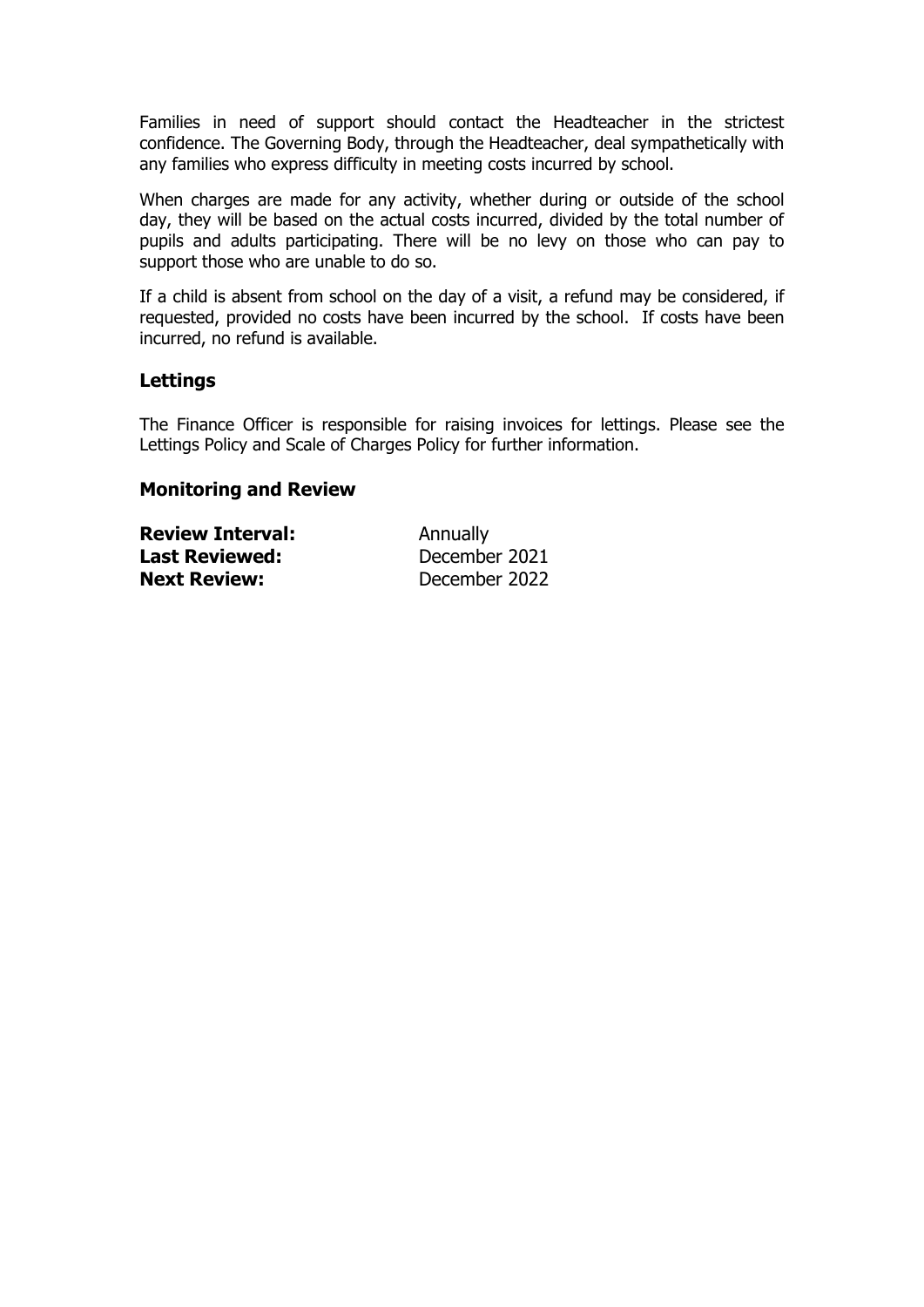Families in need of support should contact the Headteacher in the strictest confidence. The Governing Body, through the Headteacher, deal sympathetically with any families who express difficulty in meeting costs incurred by school.

When charges are made for any activity, whether during or outside of the school day, they will be based on the actual costs incurred, divided by the total number of pupils and adults participating. There will be no levy on those who can pay to support those who are unable to do so.

If a child is absent from school on the day of a visit, a refund may be considered, if requested, provided no costs have been incurred by the school. If costs have been incurred, no refund is available.

## Lettings

The Finance Officer is responsible for raising invoices for lettings. Please see the Lettings Policy and Scale of Charges Policy for further information.

## Monitoring and Review

| | |
|---|---|
| **Review Interval:** | Annually |
| **Last Reviewed:** | December 2021 |
| **Next Review:** | December 2022 |